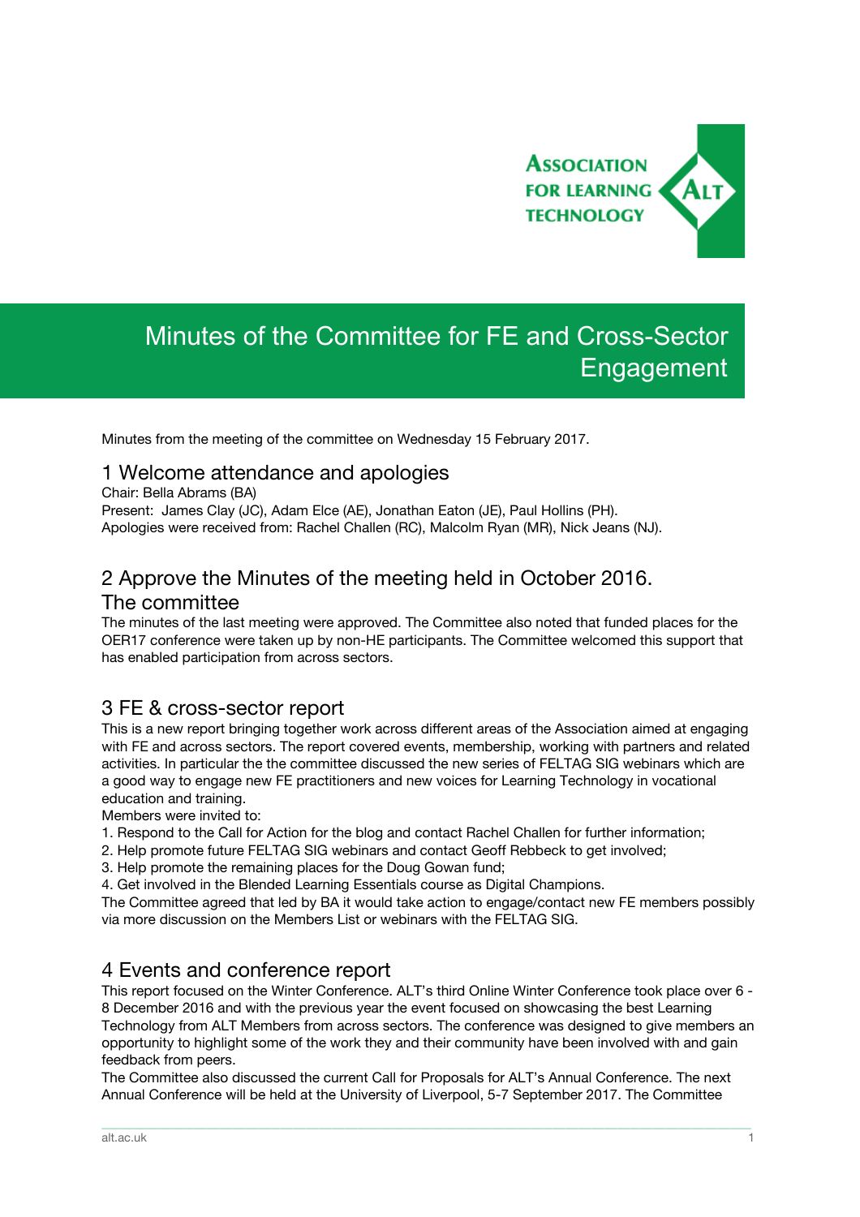Association for Learning Technology

# Minutes of the Committee for FE and Cross-Sector Engagement

Minutes from the meeting of the committee on Wednesday 15 February 2017.

## 1 Welcome attendance and apologies

Chair: Bella Abrams (BA)
Present: James Clay (JC), Adam Elce (AE), Jonathan Eaton (JE), Paul Hollins (PH).
Apologies were received from: Rachel Challen (RC), Malcolm Ryan (MR), Nick Jeans (NJ).

## 2 Approve the Minutes of the meeting held in October 2016. The committee

The minutes of the last meeting were approved. The Committee also noted that funded places for the OER17 conference were taken up by non-HE participants. The Committee welcomed this support that has enabled participation from across sectors.

## 3 FE & cross-sector report

This is a new report bringing together work across different areas of the Association aimed at engaging with FE and across sectors. The report covered events, membership, working with partners and related activities. In particular the the committee discussed the new series of FELTAG SIG webinars which are a good way to engage new FE practitioners and new voices for Learning Technology in vocational education and training.

Members were invited to:

1. Respond to the Call for Action for the blog and contact Rachel Challen for further information;
2. Help promote future FELTAG SIG webinars and contact Geoff Rebbeck to get involved;
3. Help promote the remaining places for the Doug Gowan fund;
4. Get involved in the Blended Learning Essentials course as Digital Champions.

The Committee agreed that led by BA it would take action to engage/contact new FE members possibly via more discussion on the Members List or webinars with the FELTAG SIG.

## 4 Events and conference report

This report focused on the Winter Conference. ALT's third Online Winter Conference took place over 6 - 8 December 2016 and with the previous year the event focused on showcasing the best Learning Technology from ALT Members from across sectors. The conference was designed to give members an opportunity to highlight some of the work they and their community have been involved with and gain feedback from peers.

The Committee also discussed the current Call for Proposals for ALT's Annual Conference. The next Annual Conference will be held at the University of Liverpool, 5-7 September 2017. The Committee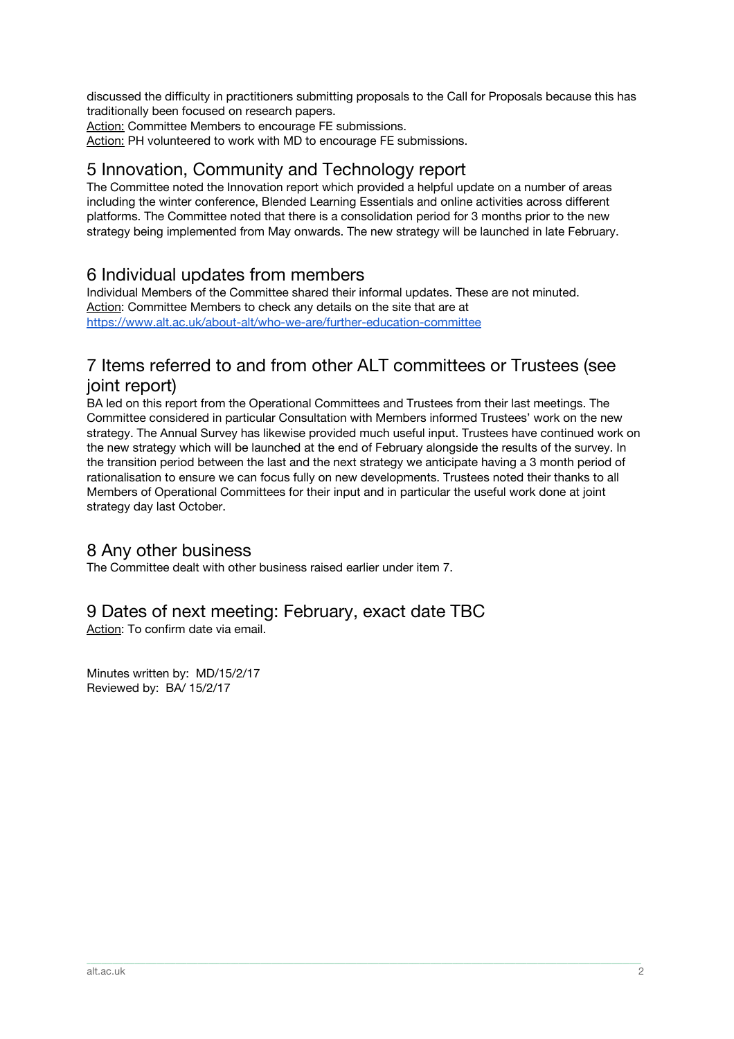discussed the difficulty in practitioners submitting proposals to the Call for Proposals because this has traditionally been focused on research papers.
Action: Committee Members to encourage FE submissions.
Action: PH volunteered to work with MD to encourage FE submissions.

## 5 Innovation, Community and Technology report

The Committee noted the Innovation report which provided a helpful update on a number of areas including the winter conference, Blended Learning Essentials and online activities across different platforms. The Committee noted that there is a consolidation period for 3 months prior to the new strategy being implemented from May onwards. The new strategy will be launched in late February.

## 6 Individual updates from members

Individual Members of the Committee shared their informal updates. These are not minuted.
Action: Committee Members to check any details on the site that are at https://www.alt.ac.uk/about-alt/who-we-are/further-education-committee

## 7 Items referred to and from other ALT committees or Trustees (see joint report)

BA led on this report from the Operational Committees and Trustees from their last meetings. The Committee considered in particular Consultation with Members informed Trustees' work on the new strategy. The Annual Survey has likewise provided much useful input. Trustees have continued work on the new strategy which will be launched at the end of February alongside the results of the survey. In the transition period between the last and the next strategy we anticipate having a 3 month period of rationalisation to ensure we can focus fully on new developments. Trustees noted their thanks to all Members of Operational Committees for their input and in particular the useful work done at joint strategy day last October.

## 8 Any other business

The Committee dealt with other business raised earlier under item 7.

## 9 Dates of next meeting: February, exact date TBC

Action: To confirm date via email.

Minutes written by: MD/15/2/17
Reviewed by: BA/ 15/2/17